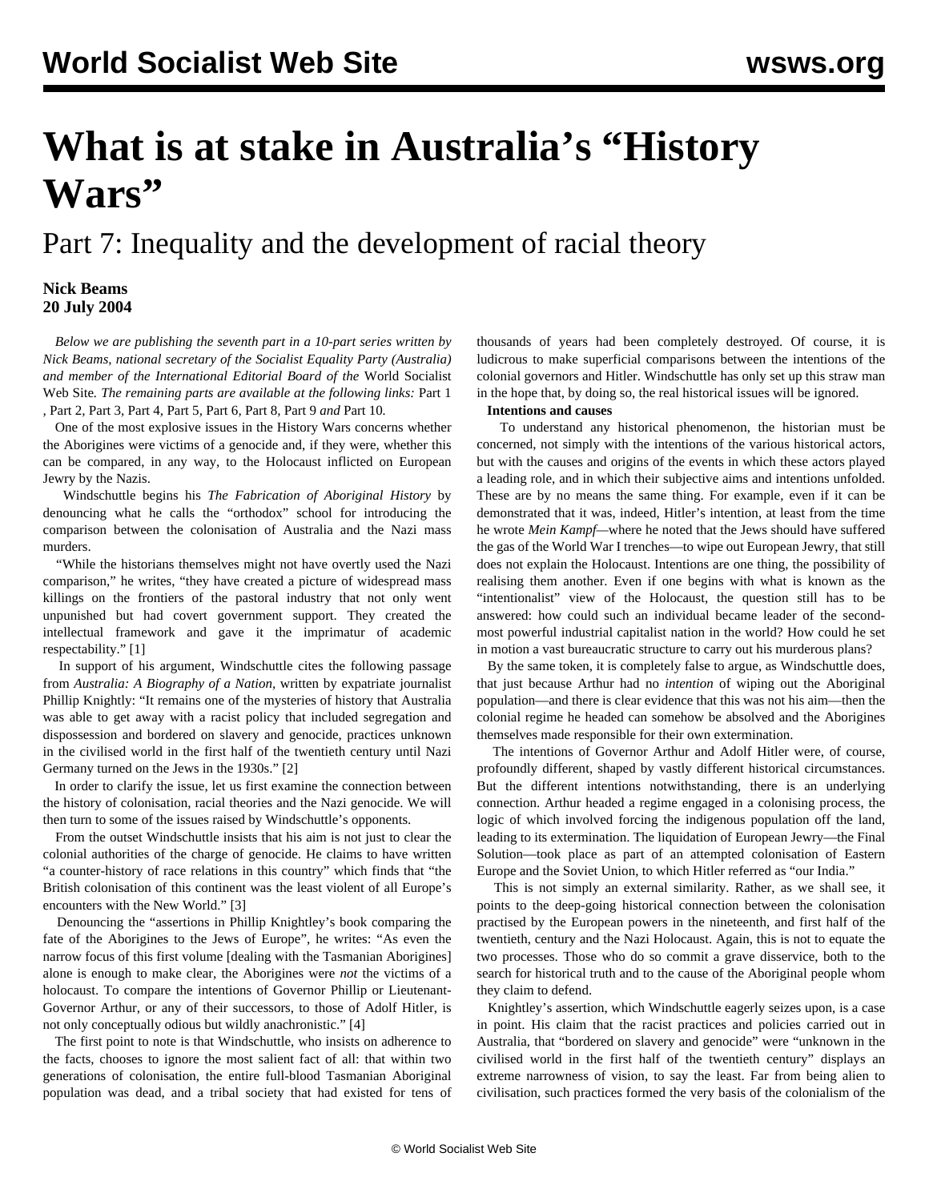# What is at stake in Australia's "History Wars"

## Part 7: Inequality and the development of racial theory

**Nick Beams**
**20 July 2004**

*Below we are publishing the seventh part in a 10-part series written by Nick Beams, national secretary of the Socialist Equality Party (Australia) and member of the International Editorial Board of the* World Socialist Web Site*. The remaining parts are available at the following links:* Part 1 , Part 2, Part 3, Part 4, Part 5, Part 6, Part 8, Part 9 *and* Part 10*.*

One of the most explosive issues in the History Wars concerns whether the Aborigines were victims of a genocide and, if they were, whether this can be compared, in any way, to the Holocaust inflicted on European Jewry by the Nazis.

Windschuttle begins his *The Fabrication of Aboriginal History* by denouncing what he calls the "orthodox" school for introducing the comparison between the colonisation of Australia and the Nazi mass murders.

"While the historians themselves might not have overtly used the Nazi comparison," he writes, "they have created a picture of widespread mass killings on the frontiers of the pastoral industry that not only went unpunished but had covert government support. They created the intellectual framework and gave it the imprimatur of academic respectability." [1]

In support of his argument, Windschuttle cites the following passage from *Australia: A Biography of a Nation*, written by expatriate journalist Phillip Knightly: "It remains one of the mysteries of history that Australia was able to get away with a racist policy that included segregation and dispossession and bordered on slavery and genocide, practices unknown in the civilised world in the first half of the twentieth century until Nazi Germany turned on the Jews in the 1930s." [2]

In order to clarify the issue, let us first examine the connection between the history of colonisation, racial theories and the Nazi genocide. We will then turn to some of the issues raised by Windschuttle's opponents.

From the outset Windschuttle insists that his aim is not just to clear the colonial authorities of the charge of genocide. He claims to have written "a counter-history of race relations in this country" which finds that "the British colonisation of this continent was the least violent of all Europe's encounters with the New World." [3]

Denouncing the "assertions in Phillip Knightley's book comparing the fate of the Aborigines to the Jews of Europe", he writes: "As even the narrow focus of this first volume [dealing with the Tasmanian Aborigines] alone is enough to make clear, the Aborigines were *not* the victims of a holocaust. To compare the intentions of Governor Phillip or Lieutenant-Governor Arthur, or any of their successors, to those of Adolf Hitler, is not only conceptually odious but wildly anachronistic." [4]

The first point to note is that Windschuttle, who insists on adherence to the facts, chooses to ignore the most salient fact of all: that within two generations of colonisation, the entire full-blood Tasmanian Aboriginal population was dead, and a tribal society that had existed for tens of thousands of years had been completely destroyed. Of course, it is ludicrous to make superficial comparisons between the intentions of the colonial governors and Hitler. Windschuttle has only set up this straw man in the hope that, by doing so, the real historical issues will be ignored.

**Intentions and causes**

To understand any historical phenomenon, the historian must be concerned, not simply with the intentions of the various historical actors, but with the causes and origins of the events in which these actors played a leading role, and in which their subjective aims and intentions unfolded. These are by no means the same thing. For example, even if it can be demonstrated that it was, indeed, Hitler's intention, at least from the time he wrote *Mein Kampf*—where he noted that the Jews should have suffered the gas of the World War I trenches—to wipe out European Jewry, that still does not explain the Holocaust. Intentions are one thing, the possibility of realising them another. Even if one begins with what is known as the "intentionalist" view of the Holocaust, the question still has to be answered: how could such an individual became leader of the second-most powerful industrial capitalist nation in the world? How could he set in motion a vast bureaucratic structure to carry out his murderous plans?

By the same token, it is completely false to argue, as Windschuttle does, that just because Arthur had no *intention* of wiping out the Aboriginal population—and there is clear evidence that this was not his aim—then the colonial regime he headed can somehow be absolved and the Aborigines themselves made responsible for their own extermination.

The intentions of Governor Arthur and Adolf Hitler were, of course, profoundly different, shaped by vastly different historical circumstances. But the different intentions notwithstanding, there is an underlying connection. Arthur headed a regime engaged in a colonising process, the logic of which involved forcing the indigenous population off the land, leading to its extermination. The liquidation of European Jewry—the Final Solution—took place as part of an attempted colonisation of Eastern Europe and the Soviet Union, to which Hitler referred as "our India."

This is not simply an external similarity. Rather, as we shall see, it points to the deep-going historical connection between the colonisation practised by the European powers in the nineteenth, and first half of the twentieth, century and the Nazi Holocaust. Again, this is not to equate the two processes. Those who do so commit a grave disservice, both to the search for historical truth and to the cause of the Aboriginal people whom they claim to defend.

Knightley's assertion, which Windschuttle eagerly seizes upon, is a case in point. His claim that the racist practices and policies carried out in Australia, that "bordered on slavery and genocide" were "unknown in the civilised world in the first half of the twentieth century" displays an extreme narrowness of vision, to say the least. Far from being alien to civilisation, such practices formed the very basis of the colonialism of the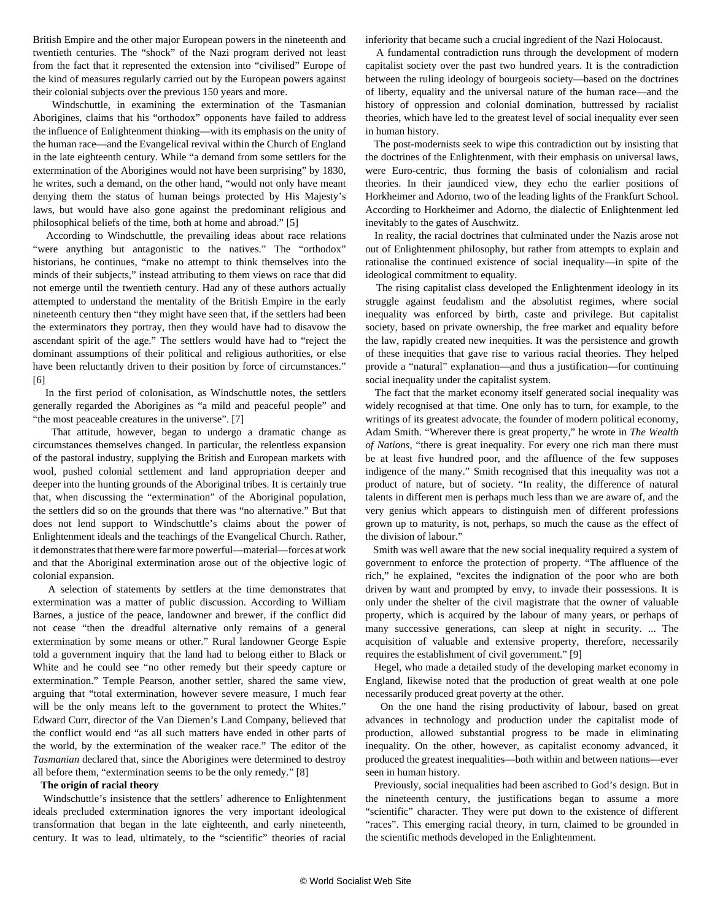British Empire and the other major European powers in the nineteenth and twentieth centuries. The "shock" of the Nazi program derived not least from the fact that it represented the extension into "civilised" Europe of the kind of measures regularly carried out by the European powers against their colonial subjects over the previous 150 years and more.

Windschuttle, in examining the extermination of the Tasmanian Aborigines, claims that his "orthodox" opponents have failed to address the influence of Enlightenment thinking—with its emphasis on the unity of the human race—and the Evangelical revival within the Church of England in the late eighteenth century. While "a demand from some settlers for the extermination of the Aborigines would not have been surprising" by 1830, he writes, such a demand, on the other hand, "would not only have meant denying them the status of human beings protected by His Majesty's laws, but would have also gone against the predominant religious and philosophical beliefs of the time, both at home and abroad." [5]

According to Windschuttle, the prevailing ideas about race relations "were anything but antagonistic to the natives." The "orthodox" historians, he continues, "make no attempt to think themselves into the minds of their subjects," instead attributing to them views on race that did not emerge until the twentieth century. Had any of these authors actually attempted to understand the mentality of the British Empire in the early nineteenth century then "they might have seen that, if the settlers had been the exterminators they portray, then they would have had to disavow the ascendant spirit of the age." The settlers would have had to "reject the dominant assumptions of their political and religious authorities, or else have been reluctantly driven to their position by force of circumstances." [6]

In the first period of colonisation, as Windschuttle notes, the settlers generally regarded the Aborigines as "a mild and peaceful people" and "the most peaceable creatures in the universe". [7]

That attitude, however, began to undergo a dramatic change as circumstances themselves changed. In particular, the relentless expansion of the pastoral industry, supplying the British and European markets with wool, pushed colonial settlement and land appropriation deeper and deeper into the hunting grounds of the Aboriginal tribes. It is certainly true that, when discussing the "extermination" of the Aboriginal population, the settlers did so on the grounds that there was "no alternative." But that does not lend support to Windschuttle's claims about the power of Enlightenment ideals and the teachings of the Evangelical Church. Rather, it demonstrates that there were far more powerful—material—forces at work and that the Aboriginal extermination arose out of the objective logic of colonial expansion.

A selection of statements by settlers at the time demonstrates that extermination was a matter of public discussion. According to William Barnes, a justice of the peace, landowner and brewer, if the conflict did not cease "then the dreadful alternative only remains of a general extermination by some means or other." Rural landowner George Espie told a government inquiry that the land had to belong either to Black or White and he could see "no other remedy but their speedy capture or extermination." Temple Pearson, another settler, shared the same view, arguing that "total extermination, however severe measure, I much fear will be the only means left to the government to protect the Whites." Edward Curr, director of the Van Diemen's Land Company, believed that the conflict would end "as all such matters have ended in other parts of the world, by the extermination of the weaker race." The editor of the *Tasmanian* declared that, since the Aborigines were determined to destroy all before them, "extermination seems to be the only remedy." [8]

**The origin of racial theory**

Windschuttle's insistence that the settlers' adherence to Enlightenment ideals precluded extermination ignores the very important ideological transformation that began in the late eighteenth, and early nineteenth, century. It was to lead, ultimately, to the "scientific" theories of racial inferiority that became such a crucial ingredient of the Nazi Holocaust.

A fundamental contradiction runs through the development of modern capitalist society over the past two hundred years. It is the contradiction between the ruling ideology of bourgeois society—based on the doctrines of liberty, equality and the universal nature of the human race—and the history of oppression and colonial domination, buttressed by racialist theories, which have led to the greatest level of social inequality ever seen in human history.

The post-modernists seek to wipe this contradiction out by insisting that the doctrines of the Enlightenment, with their emphasis on universal laws, were Euro-centric, thus forming the basis of colonialism and racial theories. In their jaundiced view, they echo the earlier positions of Horkheimer and Adorno, two of the leading lights of the Frankfurt School. According to Horkheimer and Adorno, the dialectic of Enlightenment led inevitably to the gates of Auschwitz.

In reality, the racial doctrines that culminated under the Nazis arose not out of Enlightenment philosophy, but rather from attempts to explain and rationalise the continued existence of social inequality—in spite of the ideological commitment to equality.

The rising capitalist class developed the Enlightenment ideology in its struggle against feudalism and the absolutist regimes, where social inequality was enforced by birth, caste and privilege. But capitalist society, based on private ownership, the free market and equality before the law, rapidly created new inequities. It was the persistence and growth of these inequities that gave rise to various racial theories. They helped provide a "natural" explanation—and thus a justification—for continuing social inequality under the capitalist system.

The fact that the market economy itself generated social inequality was widely recognised at that time. One only has to turn, for example, to the writings of its greatest advocate, the founder of modern political economy, Adam Smith. "Wherever there is great property," he wrote in *The Wealth of Nations*, "there is great inequality. For every one rich man there must be at least five hundred poor, and the affluence of the few supposes indigence of the many." Smith recognised that this inequality was not a product of nature, but of society. "In reality, the difference of natural talents in different men is perhaps much less than we are aware of, and the very genius which appears to distinguish men of different professions grown up to maturity, is not, perhaps, so much the cause as the effect of the division of labour."

Smith was well aware that the new social inequality required a system of government to enforce the protection of property. "The affluence of the rich," he explained, "excites the indignation of the poor who are both driven by want and prompted by envy, to invade their possessions. It is only under the shelter of the civil magistrate that the owner of valuable property, which is acquired by the labour of many years, or perhaps of many successive generations, can sleep at night in security. ... The acquisition of valuable and extensive property, therefore, necessarily requires the establishment of civil government." [9]

Hegel, who made a detailed study of the developing market economy in England, likewise noted that the production of great wealth at one pole necessarily produced great poverty at the other.

On the one hand the rising productivity of labour, based on great advances in technology and production under the capitalist mode of production, allowed substantial progress to be made in eliminating inequality. On the other, however, as capitalist economy advanced, it produced the greatest inequalities—both within and between nations—ever seen in human history.

Previously, social inequalities had been ascribed to God's design. But in the nineteenth century, the justifications began to assume a more "scientific" character. They were put down to the existence of different "races". This emerging racial theory, in turn, claimed to be grounded in the scientific methods developed in the Enlightenment.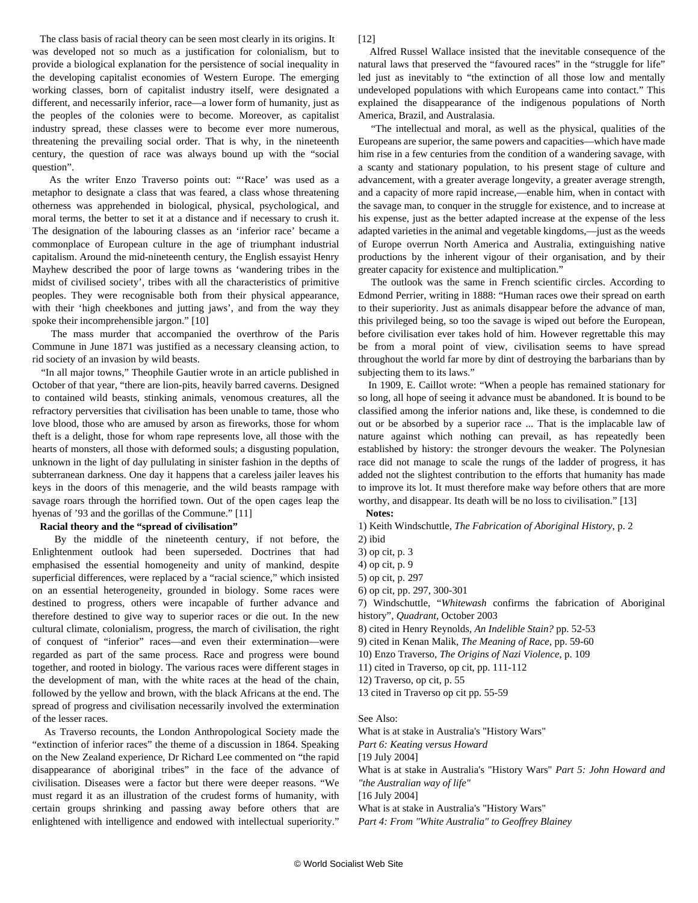The class basis of racial theory can be seen most clearly in its origins. It was developed not so much as a justification for colonialism, but to provide a biological explanation for the persistence of social inequality in the developing capitalist economies of Western Europe. The emerging working classes, born of capitalist industry itself, were designated a different, and necessarily inferior, race—a lower form of humanity, just as the peoples of the colonies were to become. Moreover, as capitalist industry spread, these classes were to become ever more numerous, threatening the prevailing social order. That is why, in the nineteenth century, the question of race was always bound up with the "social question".

As the writer Enzo Traverso points out: "'Race' was used as a metaphor to designate a class that was feared, a class whose threatening otherness was apprehended in biological, physical, psychological, and moral terms, the better to set it at a distance and if necessary to crush it. The designation of the labouring classes as an 'inferior race' became a commonplace of European culture in the age of triumphant industrial capitalism. Around the mid-nineteenth century, the English essayist Henry Mayhew described the poor of large towns as 'wandering tribes in the midst of civilised society', tribes with all the characteristics of primitive peoples. They were recognisable both from their physical appearance, with their 'high cheekbones and jutting jaws', and from the way they spoke their incomprehensible jargon." [10]

The mass murder that accompanied the overthrow of the Paris Commune in June 1871 was justified as a necessary cleansing action, to rid society of an invasion by wild beasts.

"In all major towns," Theophile Gautier wrote in an article published in October of that year, "there are lion-pits, heavily barred caverns. Designed to contained wild beasts, stinking animals, venomous creatures, all the refractory perversities that civilisation has been unable to tame, those who love blood, those who are amused by arson as fireworks, those for whom theft is a delight, those for whom rape represents love, all those with the hearts of monsters, all those with deformed souls; a disgusting population, unknown in the light of day pullulating in sinister fashion in the depths of subterranean darkness. One day it happens that a careless jailer leaves his keys in the doors of this menagerie, and the wild beasts rampage with savage roars through the horrified town. Out of the open cages leap the hyenas of '93 and the gorillas of the Commune." [11]

**Racial theory and the "spread of civilisation"**

By the middle of the nineteenth century, if not before, the Enlightenment outlook had been superseded. Doctrines that had emphasised the essential homogeneity and unity of mankind, despite superficial differences, were replaced by a "racial science," which insisted on an essential heterogeneity, grounded in biology. Some races were destined to progress, others were incapable of further advance and therefore destined to give way to superior races or die out. In the new cultural climate, colonialism, progress, the march of civilisation, the right of conquest of "inferior" races—and even their extermination—were regarded as part of the same process. Race and progress were bound together, and rooted in biology. The various races were different stages in the development of man, with the white races at the head of the chain, followed by the yellow and brown, with the black Africans at the end. The spread of progress and civilisation necessarily involved the extermination of the lesser races.

As Traverso recounts, the London Anthropological Society made the "extinction of inferior races" the theme of a discussion in 1864. Speaking on the New Zealand experience, Dr Richard Lee commented on "the rapid disappearance of aboriginal tribes" in the face of the advance of civilisation. Diseases were a factor but there were deeper reasons. "We must regard it as an illustration of the crudest forms of humanity, with certain groups shrinking and passing away before others that are enlightened with intelligence and endowed with intellectual superiority." [12]

Alfred Russel Wallace insisted that the inevitable consequence of the natural laws that preserved the "favoured races" in the "struggle for life" led just as inevitably to "the extinction of all those low and mentally undeveloped populations with which Europeans came into contact." This explained the disappearance of the indigenous populations of North America, Brazil, and Australasia.

"The intellectual and moral, as well as the physical, qualities of the Europeans are superior, the same powers and capacities—which have made him rise in a few centuries from the condition of a wandering savage, with a scanty and stationary population, to his present stage of culture and advancement, with a greater average longevity, a greater average strength, and a capacity of more rapid increase,—enable him, when in contact with the savage man, to conquer in the struggle for existence, and to increase at his expense, just as the better adapted increase at the expense of the less adapted varieties in the animal and vegetable kingdoms,—just as the weeds of Europe overrun North America and Australia, extinguishing native productions by the inherent vigour of their organisation, and by their greater capacity for existence and multiplication."

The outlook was the same in French scientific circles. According to Edmond Perrier, writing in 1888: "Human races owe their spread on earth to their superiority. Just as animals disappear before the advance of man, this privileged being, so too the savage is wiped out before the European, before civilisation ever takes hold of him. However regrettable this may be from a moral point of view, civilisation seems to have spread throughout the world far more by dint of destroying the barbarians than by subjecting them to its laws."

In 1909, E. Caillot wrote: "When a people has remained stationary for so long, all hope of seeing it advance must be abandoned. It is bound to be classified among the inferior nations and, like these, is condemned to die out or be absorbed by a superior race ... That is the implacable law of nature against which nothing can prevail, as has repeatedly been established by history: the stronger devours the weaker. The Polynesian race did not manage to scale the rungs of the ladder of progress, it has added not the slightest contribution to the efforts that humanity has made to improve its lot. It must therefore make way before others that are more worthy, and disappear. Its death will be no loss to civilisation." [13]

**Notes:**

1) Keith Windschuttle, *The Fabrication of Aboriginal History*, p. 2
2) ibid
3) op cit, p. 3
4) op cit, p. 9
5) op cit, p. 297
6) op cit, pp. 297, 300-301
7) Windschuttle, "*Whitewash* confirms the fabrication of Aboriginal history", *Quadrant*, October 2003
8) cited in Henry Reynolds, *An Indelible Stain?* pp. 52-53
9) cited in Kenan Malik, *The Meaning of Race*, pp. 59-60
10) Enzo Traverso, *The Origins of Nazi Violence*, p. 109
11) cited in Traverso, op cit, pp. 111-112
12) Traverso, op cit, p. 55
13 cited in Traverso op cit pp. 55-59

See Also:
What is at stake in Australia's "History Wars"
*Part 6: Keating versus Howard*
[19 July 2004]
What is at stake in Australia's "History Wars" *Part 5: John Howard and "the Australian way of life"*
[16 July 2004]
What is at stake in Australia's "History Wars"
*Part 4: From "White Australia" to Geoffrey Blainey*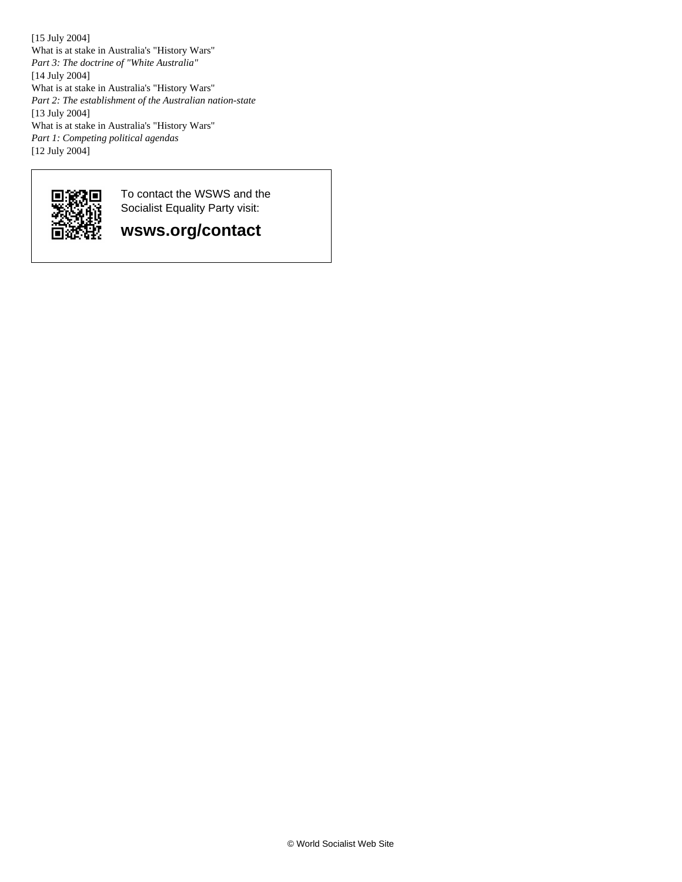[15 July 2004]
What is at stake in Australia's "History Wars"
*Part 3: The doctrine of "White Australia"*
[14 July 2004]
What is at stake in Australia's "History Wars"
*Part 2: The establishment of the Australian nation-state*
[13 July 2004]
What is at stake in Australia's "History Wars"
*Part 1: Competing political agendas*
[12 July 2004]

To contact the WSWS and the Socialist Equality Party visit:

**wsws.org/contact**